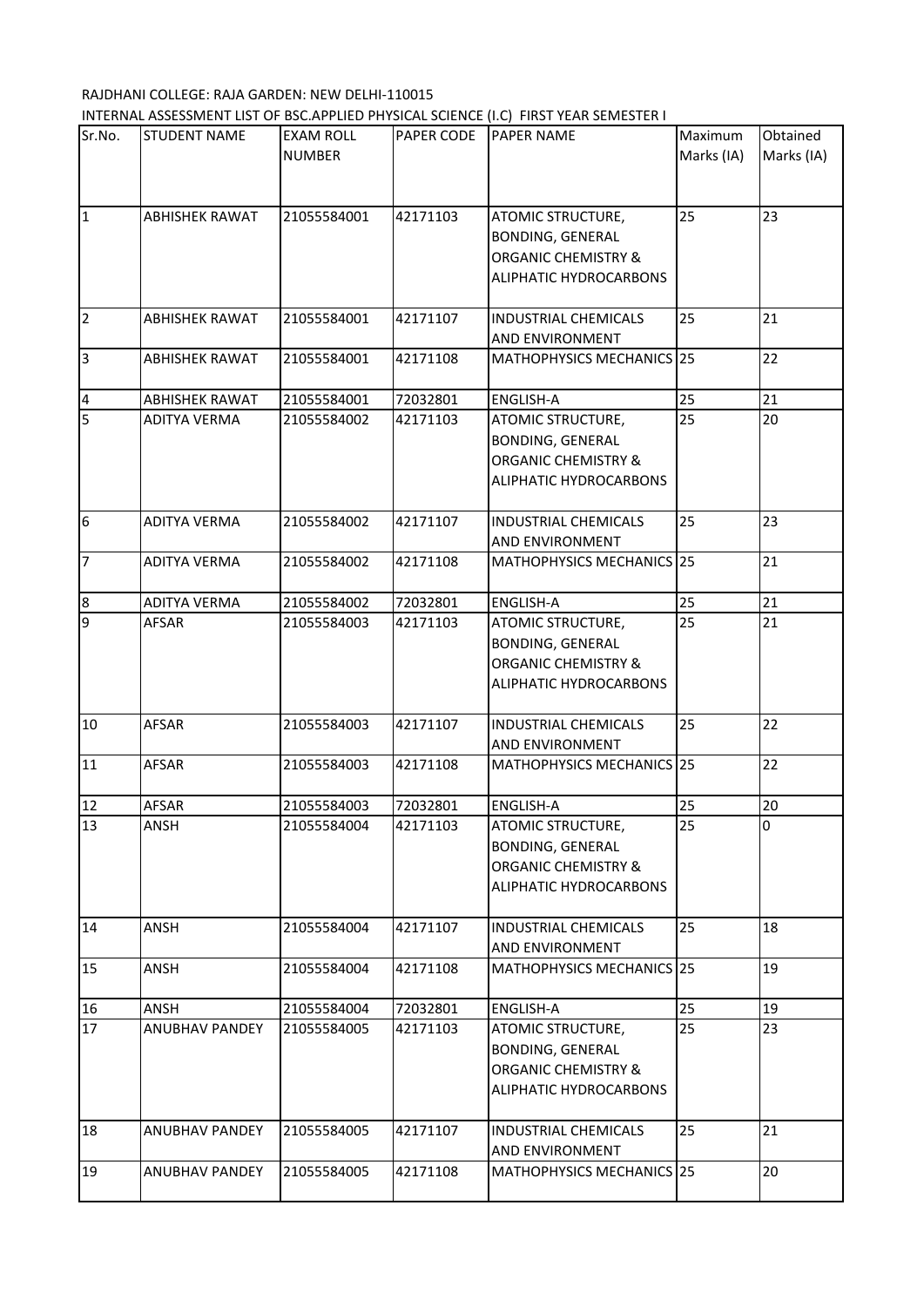RAJDHANI COLLEGE: RAJA GARDEN: NEW DELHI-110015

INTERNAL ASSESSMENT LIST OF BSC.APPLIED PHYSICAL SCIENCE (I.C) FIRST YEAR SEMESTER I

| Sr.No. | STUDENT NAME | EXAM ROLL NUMBER | PAPER CODE | PAPER NAME | Maximum Marks (IA) | Obtained Marks (IA) |
|---|---|---|---|---|---|---|
| 1 | ABHISHEK RAWAT | 21055584001 | 42171103 | ATOMIC STRUCTURE, BONDING, GENERAL ORGANIC CHEMISTRY & ALIPHATIC HYDROCARBONS | 25 | 23 |
| 2 | ABHISHEK RAWAT | 21055584001 | 42171107 | INDUSTRIAL CHEMICALS AND ENVIRONMENT | 25 | 21 |
| 3 | ABHISHEK RAWAT | 21055584001 | 42171108 | MATHOPHYSICS MECHANICS | 25 | 22 |
| 4 | ABHISHEK RAWAT | 21055584001 | 72032801 | ENGLISH-A | 25 | 21 |
| 5 | ADITYA VERMA | 21055584002 | 42171103 | ATOMIC STRUCTURE, BONDING, GENERAL ORGANIC CHEMISTRY & ALIPHATIC HYDROCARBONS | 25 | 20 |
| 6 | ADITYA VERMA | 21055584002 | 42171107 | INDUSTRIAL CHEMICALS AND ENVIRONMENT | 25 | 23 |
| 7 | ADITYA VERMA | 21055584002 | 42171108 | MATHOPHYSICS MECHANICS | 25 | 21 |
| 8 | ADITYA VERMA | 21055584002 | 72032801 | ENGLISH-A | 25 | 21 |
| 9 | AFSAR | 21055584003 | 42171103 | ATOMIC STRUCTURE, BONDING, GENERAL ORGANIC CHEMISTRY & ALIPHATIC HYDROCARBONS | 25 | 21 |
| 10 | AFSAR | 21055584003 | 42171107 | INDUSTRIAL CHEMICALS AND ENVIRONMENT | 25 | 22 |
| 11 | AFSAR | 21055584003 | 42171108 | MATHOPHYSICS MECHANICS | 25 | 22 |
| 12 | AFSAR | 21055584003 | 72032801 | ENGLISH-A | 25 | 20 |
| 13 | ANSH | 21055584004 | 42171103 | ATOMIC STRUCTURE, BONDING, GENERAL ORGANIC CHEMISTRY & ALIPHATIC HYDROCARBONS | 25 | 0 |
| 14 | ANSH | 21055584004 | 42171107 | INDUSTRIAL CHEMICALS AND ENVIRONMENT | 25 | 18 |
| 15 | ANSH | 21055584004 | 42171108 | MATHOPHYSICS MECHANICS | 25 | 19 |
| 16 | ANSH | 21055584004 | 72032801 | ENGLISH-A | 25 | 19 |
| 17 | ANUBHAV PANDEY | 21055584005 | 42171103 | ATOMIC STRUCTURE, BONDING, GENERAL ORGANIC CHEMISTRY & ALIPHATIC HYDROCARBONS | 25 | 23 |
| 18 | ANUBHAV PANDEY | 21055584005 | 42171107 | INDUSTRIAL CHEMICALS AND ENVIRONMENT | 25 | 21 |
| 19 | ANUBHAV PANDEY | 21055584005 | 42171108 | MATHOPHYSICS MECHANICS | 25 | 20 |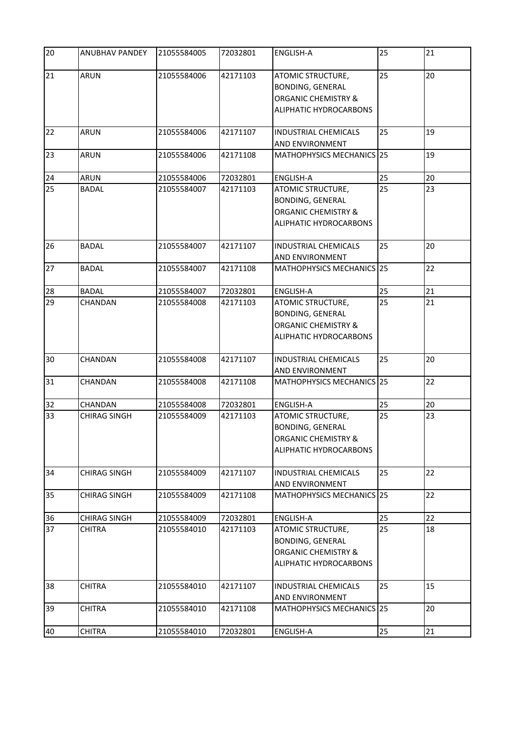| 20 | ANUBHAV PANDEY | 21055584005 | 72032801 | ENGLISH-A | 25 | 21 |
|---|---|---|---|---|---|---|
| 21 | ARUN | 21055584006 | 42171103 | ATOMIC STRUCTURE, BONDING, GENERAL ORGANIC CHEMISTRY & ALIPHATIC HYDROCARBONS | 25 | 20 |
| 22 | ARUN | 21055584006 | 42171107 | INDUSTRIAL CHEMICALS AND ENVIRONMENT | 25 | 19 |
| 23 | ARUN | 21055584006 | 42171108 | MATHOPHYSICS MECHANICS | 25 | 19 |
| 24 | ARUN | 21055584006 | 72032801 | ENGLISH-A | 25 | 20 |
| 25 | BADAL | 21055584007 | 42171103 | ATOMIC STRUCTURE, BONDING, GENERAL ORGANIC CHEMISTRY & ALIPHATIC HYDROCARBONS | 25 | 23 |
| 26 | BADAL | 21055584007 | 42171107 | INDUSTRIAL CHEMICALS AND ENVIRONMENT | 25 | 20 |
| 27 | BADAL | 21055584007 | 42171108 | MATHOPHYSICS MECHANICS | 25 | 22 |
| 28 | BADAL | 21055584007 | 72032801 | ENGLISH-A | 25 | 21 |
| 29 | CHANDAN | 21055584008 | 42171103 | ATOMIC STRUCTURE, BONDING, GENERAL ORGANIC CHEMISTRY & ALIPHATIC HYDROCARBONS | 25 | 21 |
| 30 | CHANDAN | 21055584008 | 42171107 | INDUSTRIAL CHEMICALS AND ENVIRONMENT | 25 | 20 |
| 31 | CHANDAN | 21055584008 | 42171108 | MATHOPHYSICS MECHANICS | 25 | 22 |
| 32 | CHANDAN | 21055584008 | 72032801 | ENGLISH-A | 25 | 20 |
| 33 | CHIRAG SINGH | 21055584009 | 42171103 | ATOMIC STRUCTURE, BONDING, GENERAL ORGANIC CHEMISTRY & ALIPHATIC HYDROCARBONS | 25 | 23 |
| 34 | CHIRAG SINGH | 21055584009 | 42171107 | INDUSTRIAL CHEMICALS AND ENVIRONMENT | 25 | 22 |
| 35 | CHIRAG SINGH | 21055584009 | 42171108 | MATHOPHYSICS MECHANICS | 25 | 22 |
| 36 | CHIRAG SINGH | 21055584009 | 72032801 | ENGLISH-A | 25 | 22 |
| 37 | CHITRA | 21055584010 | 42171103 | ATOMIC STRUCTURE, BONDING, GENERAL ORGANIC CHEMISTRY & ALIPHATIC HYDROCARBONS | 25 | 18 |
| 38 | CHITRA | 21055584010 | 42171107 | INDUSTRIAL CHEMICALS AND ENVIRONMENT | 25 | 15 |
| 39 | CHITRA | 21055584010 | 42171108 | MATHOPHYSICS MECHANICS | 25 | 20 |
| 40 | CHITRA | 21055584010 | 72032801 | ENGLISH-A | 25 | 21 |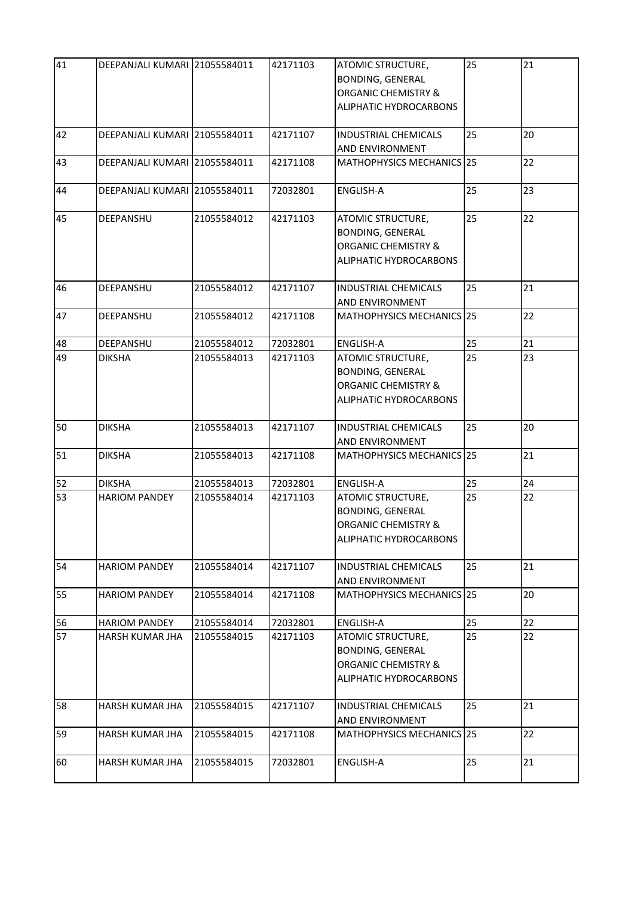| 41 | DEEPANJALI KUMARI | 21055584011 | 42171103 | ATOMIC STRUCTURE, BONDING, GENERAL ORGANIC CHEMISTRY & ALIPHATIC HYDROCARBONS | 25 | 21 |
|---|---|---|---|---|---|---|
| 42 | DEEPANJALI KUMARI | 21055584011 | 42171107 | INDUSTRIAL CHEMICALS AND ENVIRONMENT | 25 | 20 |
| 43 | DEEPANJALI KUMARI | 21055584011 | 42171108 | MATHOPHYSICS MECHANICS | 25 | 22 |
| 44 | DEEPANJALI KUMARI | 21055584011 | 72032801 | ENGLISH-A | 25 | 23 |
| 45 | DEEPANSHU | 21055584012 | 42171103 | ATOMIC STRUCTURE, BONDING, GENERAL ORGANIC CHEMISTRY & ALIPHATIC HYDROCARBONS | 25 | 22 |
| 46 | DEEPANSHU | 21055584012 | 42171107 | INDUSTRIAL CHEMICALS AND ENVIRONMENT | 25 | 21 |
| 47 | DEEPANSHU | 21055584012 | 42171108 | MATHOPHYSICS MECHANICS | 25 | 22 |
| 48 | DEEPANSHU | 21055584012 | 72032801 | ENGLISH-A | 25 | 21 |
| 49 | DIKSHA | 21055584013 | 42171103 | ATOMIC STRUCTURE, BONDING, GENERAL ORGANIC CHEMISTRY & ALIPHATIC HYDROCARBONS | 25 | 23 |
| 50 | DIKSHA | 21055584013 | 42171107 | INDUSTRIAL CHEMICALS AND ENVIRONMENT | 25 | 20 |
| 51 | DIKSHA | 21055584013 | 42171108 | MATHOPHYSICS MECHANICS | 25 | 21 |
| 52 | DIKSHA | 21055584013 | 72032801 | ENGLISH-A | 25 | 24 |
| 53 | HARIOM PANDEY | 21055584014 | 42171103 | ATOMIC STRUCTURE, BONDING, GENERAL ORGANIC CHEMISTRY & ALIPHATIC HYDROCARBONS | 25 | 22 |
| 54 | HARIOM PANDEY | 21055584014 | 42171107 | INDUSTRIAL CHEMICALS AND ENVIRONMENT | 25 | 21 |
| 55 | HARIOM PANDEY | 21055584014 | 42171108 | MATHOPHYSICS MECHANICS | 25 | 20 |
| 56 | HARIOM PANDEY | 21055584014 | 72032801 | ENGLISH-A | 25 | 22 |
| 57 | HARSH KUMAR JHA | 21055584015 | 42171103 | ATOMIC STRUCTURE, BONDING, GENERAL ORGANIC CHEMISTRY & ALIPHATIC HYDROCARBONS | 25 | 22 |
| 58 | HARSH KUMAR JHA | 21055584015 | 42171107 | INDUSTRIAL CHEMICALS AND ENVIRONMENT | 25 | 21 |
| 59 | HARSH KUMAR JHA | 21055584015 | 42171108 | MATHOPHYSICS MECHANICS | 25 | 22 |
| 60 | HARSH KUMAR JHA | 21055584015 | 72032801 | ENGLISH-A | 25 | 21 |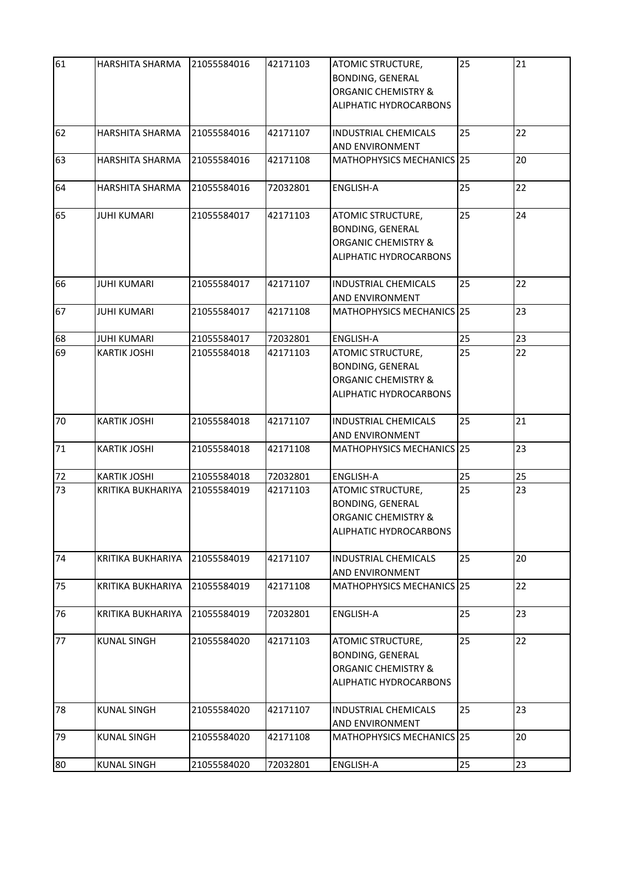| 61 | HARSHITA SHARMA | 21055584016 | 42171103 | ATOMIC STRUCTURE, BONDING, GENERAL ORGANIC CHEMISTRY & ALIPHATIC HYDROCARBONS | 25 | 21 |
|---|---|---|---|---|---|---|
| 62 | HARSHITA SHARMA | 21055584016 | 42171107 | INDUSTRIAL CHEMICALS AND ENVIRONMENT | 25 | 22 |
| 63 | HARSHITA SHARMA | 21055584016 | 42171108 | MATHOPHYSICS MECHANICS | 25 | 20 |
| 64 | HARSHITA SHARMA | 21055584016 | 72032801 | ENGLISH-A | 25 | 22 |
| 65 | JUHI KUMARI | 21055584017 | 42171103 | ATOMIC STRUCTURE, BONDING, GENERAL ORGANIC CHEMISTRY & ALIPHATIC HYDROCARBONS | 25 | 24 |
| 66 | JUHI KUMARI | 21055584017 | 42171107 | INDUSTRIAL CHEMICALS AND ENVIRONMENT | 25 | 22 |
| 67 | JUHI KUMARI | 21055584017 | 42171108 | MATHOPHYSICS MECHANICS | 25 | 23 |
| 68 | JUHI KUMARI | 21055584017 | 72032801 | ENGLISH-A | 25 | 23 |
| 69 | KARTIK JOSHI | 21055584018 | 42171103 | ATOMIC STRUCTURE, BONDING, GENERAL ORGANIC CHEMISTRY & ALIPHATIC HYDROCARBONS | 25 | 22 |
| 70 | KARTIK JOSHI | 21055584018 | 42171107 | INDUSTRIAL CHEMICALS AND ENVIRONMENT | 25 | 21 |
| 71 | KARTIK JOSHI | 21055584018 | 42171108 | MATHOPHYSICS MECHANICS | 25 | 23 |
| 72 | KARTIK JOSHI | 21055584018 | 72032801 | ENGLISH-A | 25 | 25 |
| 73 | KRITIKA BUKHARIYA | 21055584019 | 42171103 | ATOMIC STRUCTURE, BONDING, GENERAL ORGANIC CHEMISTRY & ALIPHATIC HYDROCARBONS | 25 | 23 |
| 74 | KRITIKA BUKHARIYA | 21055584019 | 42171107 | INDUSTRIAL CHEMICALS AND ENVIRONMENT | 25 | 20 |
| 75 | KRITIKA BUKHARIYA | 21055584019 | 42171108 | MATHOPHYSICS MECHANICS | 25 | 22 |
| 76 | KRITIKA BUKHARIYA | 21055584019 | 72032801 | ENGLISH-A | 25 | 23 |
| 77 | KUNAL SINGH | 21055584020 | 42171103 | ATOMIC STRUCTURE, BONDING, GENERAL ORGANIC CHEMISTRY & ALIPHATIC HYDROCARBONS | 25 | 22 |
| 78 | KUNAL SINGH | 21055584020 | 42171107 | INDUSTRIAL CHEMICALS AND ENVIRONMENT | 25 | 23 |
| 79 | KUNAL SINGH | 21055584020 | 42171108 | MATHOPHYSICS MECHANICS | 25 | 20 |
| 80 | KUNAL SINGH | 21055584020 | 72032801 | ENGLISH-A | 25 | 23 |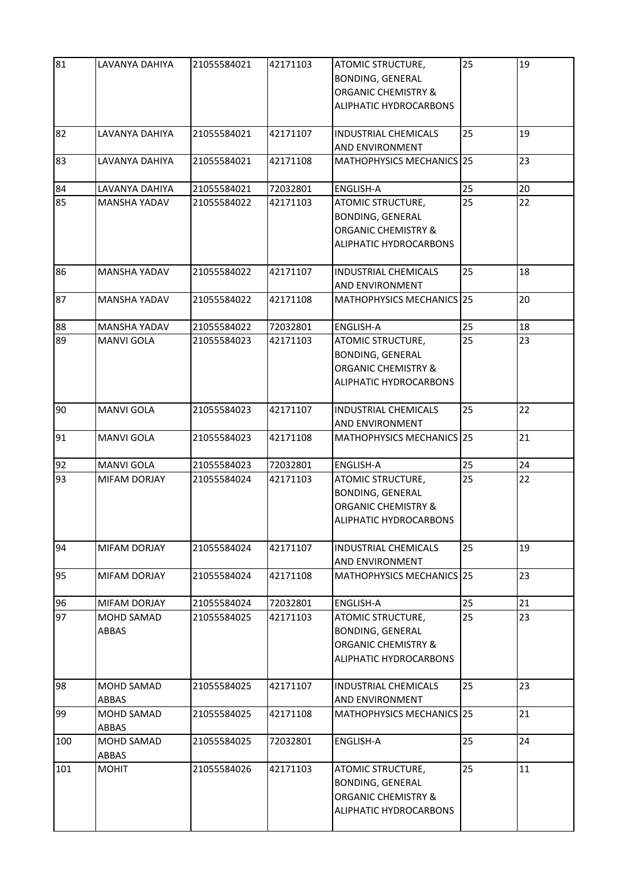| 81 | LAVANYA DAHIYA | 21055584021 | 42171103 | ATOMIC STRUCTURE, BONDING, GENERAL ORGANIC CHEMISTRY & ALIPHATIC HYDROCARBONS | 25 | 19 |
|---|---|---|---|---|---|---|
| 82 | LAVANYA DAHIYA | 21055584021 | 42171107 | INDUSTRIAL CHEMICALS AND ENVIRONMENT | 25 | 19 |
| 83 | LAVANYA DAHIYA | 21055584021 | 42171108 | MATHOPHYSICS MECHANICS | 25 | 23 |
| 84 | LAVANYA DAHIYA | 21055584021 | 72032801 | ENGLISH-A | 25 | 20 |
| 85 | MANSHA YADAV | 21055584022 | 42171103 | ATOMIC STRUCTURE, BONDING, GENERAL ORGANIC CHEMISTRY & ALIPHATIC HYDROCARBONS | 25 | 22 |
| 86 | MANSHA YADAV | 21055584022 | 42171107 | INDUSTRIAL CHEMICALS AND ENVIRONMENT | 25 | 18 |
| 87 | MANSHA YADAV | 21055584022 | 42171108 | MATHOPHYSICS MECHANICS | 25 | 20 |
| 88 | MANSHA YADAV | 21055584022 | 72032801 | ENGLISH-A | 25 | 18 |
| 89 | MANVI GOLA | 21055584023 | 42171103 | ATOMIC STRUCTURE, BONDING, GENERAL ORGANIC CHEMISTRY & ALIPHATIC HYDROCARBONS | 25 | 23 |
| 90 | MANVI GOLA | 21055584023 | 42171107 | INDUSTRIAL CHEMICALS AND ENVIRONMENT | 25 | 22 |
| 91 | MANVI GOLA | 21055584023 | 42171108 | MATHOPHYSICS MECHANICS | 25 | 21 |
| 92 | MANVI GOLA | 21055584023 | 72032801 | ENGLISH-A | 25 | 24 |
| 93 | MIFAM DORJAY | 21055584024 | 42171103 | ATOMIC STRUCTURE, BONDING, GENERAL ORGANIC CHEMISTRY & ALIPHATIC HYDROCARBONS | 25 | 22 |
| 94 | MIFAM DORJAY | 21055584024 | 42171107 | INDUSTRIAL CHEMICALS AND ENVIRONMENT | 25 | 19 |
| 95 | MIFAM DORJAY | 21055584024 | 42171108 | MATHOPHYSICS MECHANICS | 25 | 23 |
| 96 | MIFAM DORJAY | 21055584024 | 72032801 | ENGLISH-A | 25 | 21 |
| 97 | MOHD SAMAD ABBAS | 21055584025 | 42171103 | ATOMIC STRUCTURE, BONDING, GENERAL ORGANIC CHEMISTRY & ALIPHATIC HYDROCARBONS | 25 | 23 |
| 98 | MOHD SAMAD ABBAS | 21055584025 | 42171107 | INDUSTRIAL CHEMICALS AND ENVIRONMENT | 25 | 23 |
| 99 | MOHD SAMAD ABBAS | 21055584025 | 42171108 | MATHOPHYSICS MECHANICS | 25 | 21 |
| 100 | MOHD SAMAD ABBAS | 21055584025 | 72032801 | ENGLISH-A | 25 | 24 |
| 101 | MOHIT | 21055584026 | 42171103 | ATOMIC STRUCTURE, BONDING, GENERAL ORGANIC CHEMISTRY & ALIPHATIC HYDROCARBONS | 25 | 11 |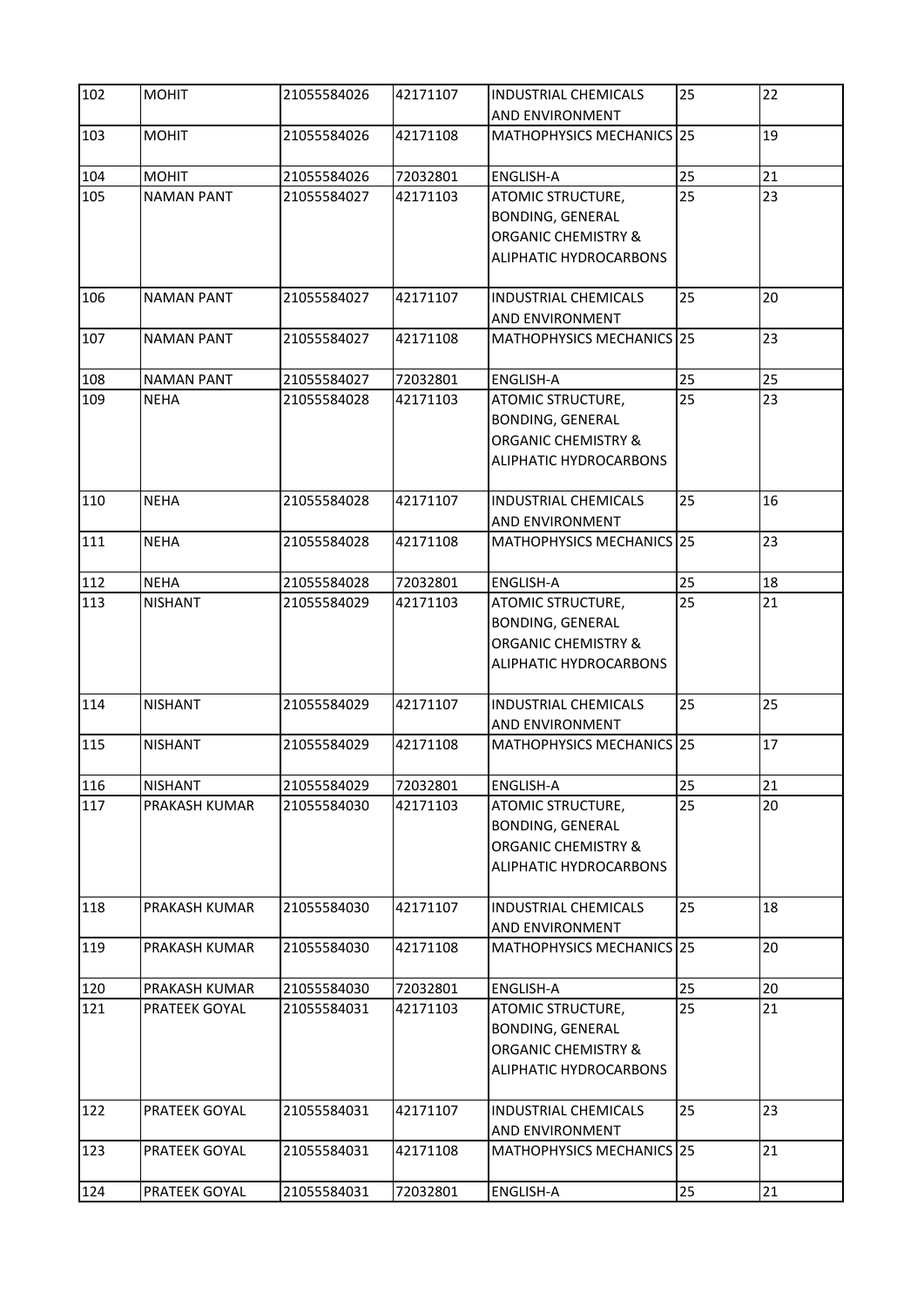| 102 | MOHIT | 21055584026 | 42171107 | INDUSTRIAL CHEMICALS AND ENVIRONMENT | 25 | 22 |
|---|---|---|---|---|---|---|
| 103 | MOHIT | 21055584026 | 42171108 | MATHOPHYSICS MECHANICS | 25 | 19 |
| 104 | MOHIT | 21055584026 | 72032801 | ENGLISH-A | 25 | 21 |
| 105 | NAMAN PANT | 21055584027 | 42171103 | ATOMIC STRUCTURE, BONDING, GENERAL ORGANIC CHEMISTRY & ALIPHATIC HYDROCARBONS | 25 | 23 |
| 106 | NAMAN PANT | 21055584027 | 42171107 | INDUSTRIAL CHEMICALS AND ENVIRONMENT | 25 | 20 |
| 107 | NAMAN PANT | 21055584027 | 42171108 | MATHOPHYSICS MECHANICS | 25 | 23 |
| 108 | NAMAN PANT | 21055584027 | 72032801 | ENGLISH-A | 25 | 25 |
| 109 | NEHA | 21055584028 | 42171103 | ATOMIC STRUCTURE, BONDING, GENERAL ORGANIC CHEMISTRY & ALIPHATIC HYDROCARBONS | 25 | 23 |
| 110 | NEHA | 21055584028 | 42171107 | INDUSTRIAL CHEMICALS AND ENVIRONMENT | 25 | 16 |
| 111 | NEHA | 21055584028 | 42171108 | MATHOPHYSICS MECHANICS | 25 | 23 |
| 112 | NEHA | 21055584028 | 72032801 | ENGLISH-A | 25 | 18 |
| 113 | NISHANT | 21055584029 | 42171103 | ATOMIC STRUCTURE, BONDING, GENERAL ORGANIC CHEMISTRY & ALIPHATIC HYDROCARBONS | 25 | 21 |
| 114 | NISHANT | 21055584029 | 42171107 | INDUSTRIAL CHEMICALS AND ENVIRONMENT | 25 | 25 |
| 115 | NISHANT | 21055584029 | 42171108 | MATHOPHYSICS MECHANICS | 25 | 17 |
| 116 | NISHANT | 21055584029 | 72032801 | ENGLISH-A | 25 | 21 |
| 117 | PRAKASH KUMAR | 21055584030 | 42171103 | ATOMIC STRUCTURE, BONDING, GENERAL ORGANIC CHEMISTRY & ALIPHATIC HYDROCARBONS | 25 | 20 |
| 118 | PRAKASH KUMAR | 21055584030 | 42171107 | INDUSTRIAL CHEMICALS AND ENVIRONMENT | 25 | 18 |
| 119 | PRAKASH KUMAR | 21055584030 | 42171108 | MATHOPHYSICS MECHANICS | 25 | 20 |
| 120 | PRAKASH KUMAR | 21055584030 | 72032801 | ENGLISH-A | 25 | 20 |
| 121 | PRATEEK GOYAL | 21055584031 | 42171103 | ATOMIC STRUCTURE, BONDING, GENERAL ORGANIC CHEMISTRY & ALIPHATIC HYDROCARBONS | 25 | 21 |
| 122 | PRATEEK GOYAL | 21055584031 | 42171107 | INDUSTRIAL CHEMICALS AND ENVIRONMENT | 25 | 23 |
| 123 | PRATEEK GOYAL | 21055584031 | 42171108 | MATHOPHYSICS MECHANICS | 25 | 21 |
| 124 | PRATEEK GOYAL | 21055584031 | 72032801 | ENGLISH-A | 25 | 21 |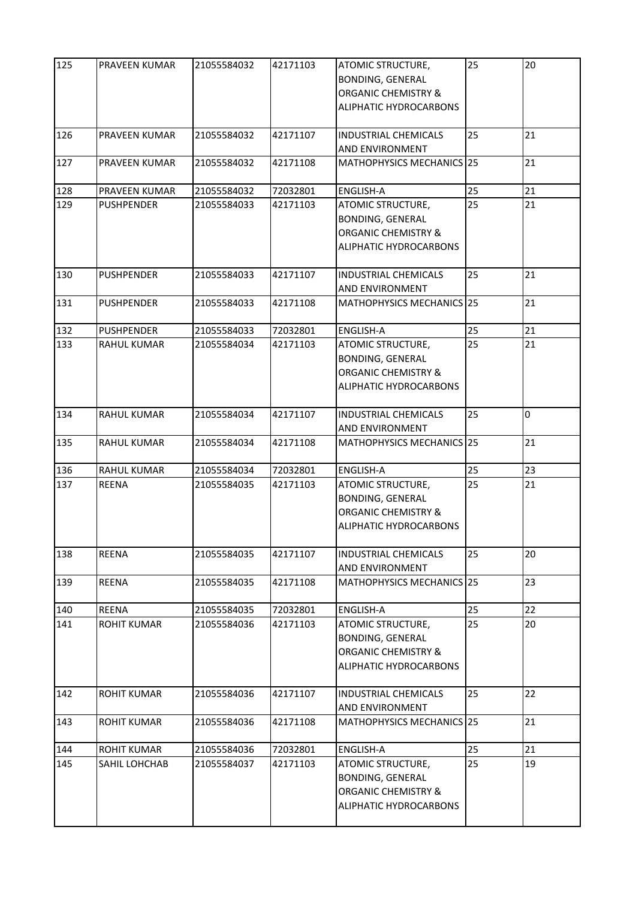| 125 | PRAVEEN KUMAR | 21055584032 | 42171103 | ATOMIC STRUCTURE, BONDING, GENERAL ORGANIC CHEMISTRY & ALIPHATIC HYDROCARBONS | 25 | 20 |
|---|---|---|---|---|---|---|
| 126 | PRAVEEN KUMAR | 21055584032 | 42171107 | INDUSTRIAL CHEMICALS AND ENVIRONMENT | 25 | 21 |
| 127 | PRAVEEN KUMAR | 21055584032 | 42171108 | MATHOPHYSICS MECHANICS | 25 | 21 |
| 128 | PRAVEEN KUMAR | 21055584032 | 72032801 | ENGLISH-A | 25 | 21 |
| 129 | PUSHPENDER | 21055584033 | 42171103 | ATOMIC STRUCTURE, BONDING, GENERAL ORGANIC CHEMISTRY & ALIPHATIC HYDROCARBONS | 25 | 21 |
| 130 | PUSHPENDER | 21055584033 | 42171107 | INDUSTRIAL CHEMICALS AND ENVIRONMENT | 25 | 21 |
| 131 | PUSHPENDER | 21055584033 | 42171108 | MATHOPHYSICS MECHANICS | 25 | 21 |
| 132 | PUSHPENDER | 21055584033 | 72032801 | ENGLISH-A | 25 | 21 |
| 133 | RAHUL KUMAR | 21055584034 | 42171103 | ATOMIC STRUCTURE, BONDING, GENERAL ORGANIC CHEMISTRY & ALIPHATIC HYDROCARBONS | 25 | 21 |
| 134 | RAHUL KUMAR | 21055584034 | 42171107 | INDUSTRIAL CHEMICALS AND ENVIRONMENT | 25 | 0 |
| 135 | RAHUL KUMAR | 21055584034 | 42171108 | MATHOPHYSICS MECHANICS | 25 | 21 |
| 136 | RAHUL KUMAR | 21055584034 | 72032801 | ENGLISH-A | 25 | 23 |
| 137 | REENA | 21055584035 | 42171103 | ATOMIC STRUCTURE, BONDING, GENERAL ORGANIC CHEMISTRY & ALIPHATIC HYDROCARBONS | 25 | 21 |
| 138 | REENA | 21055584035 | 42171107 | INDUSTRIAL CHEMICALS AND ENVIRONMENT | 25 | 20 |
| 139 | REENA | 21055584035 | 42171108 | MATHOPHYSICS MECHANICS | 25 | 23 |
| 140 | REENA | 21055584035 | 72032801 | ENGLISH-A | 25 | 22 |
| 141 | ROHIT KUMAR | 21055584036 | 42171103 | ATOMIC STRUCTURE, BONDING, GENERAL ORGANIC CHEMISTRY & ALIPHATIC HYDROCARBONS | 25 | 20 |
| 142 | ROHIT KUMAR | 21055584036 | 42171107 | INDUSTRIAL CHEMICALS AND ENVIRONMENT | 25 | 22 |
| 143 | ROHIT KUMAR | 21055584036 | 42171108 | MATHOPHYSICS MECHANICS | 25 | 21 |
| 144 | ROHIT KUMAR | 21055584036 | 72032801 | ENGLISH-A | 25 | 21 |
| 145 | SAHIL LOHCHAB | 21055584037 | 42171103 | ATOMIC STRUCTURE, BONDING, GENERAL ORGANIC CHEMISTRY & ALIPHATIC HYDROCARBONS | 25 | 19 |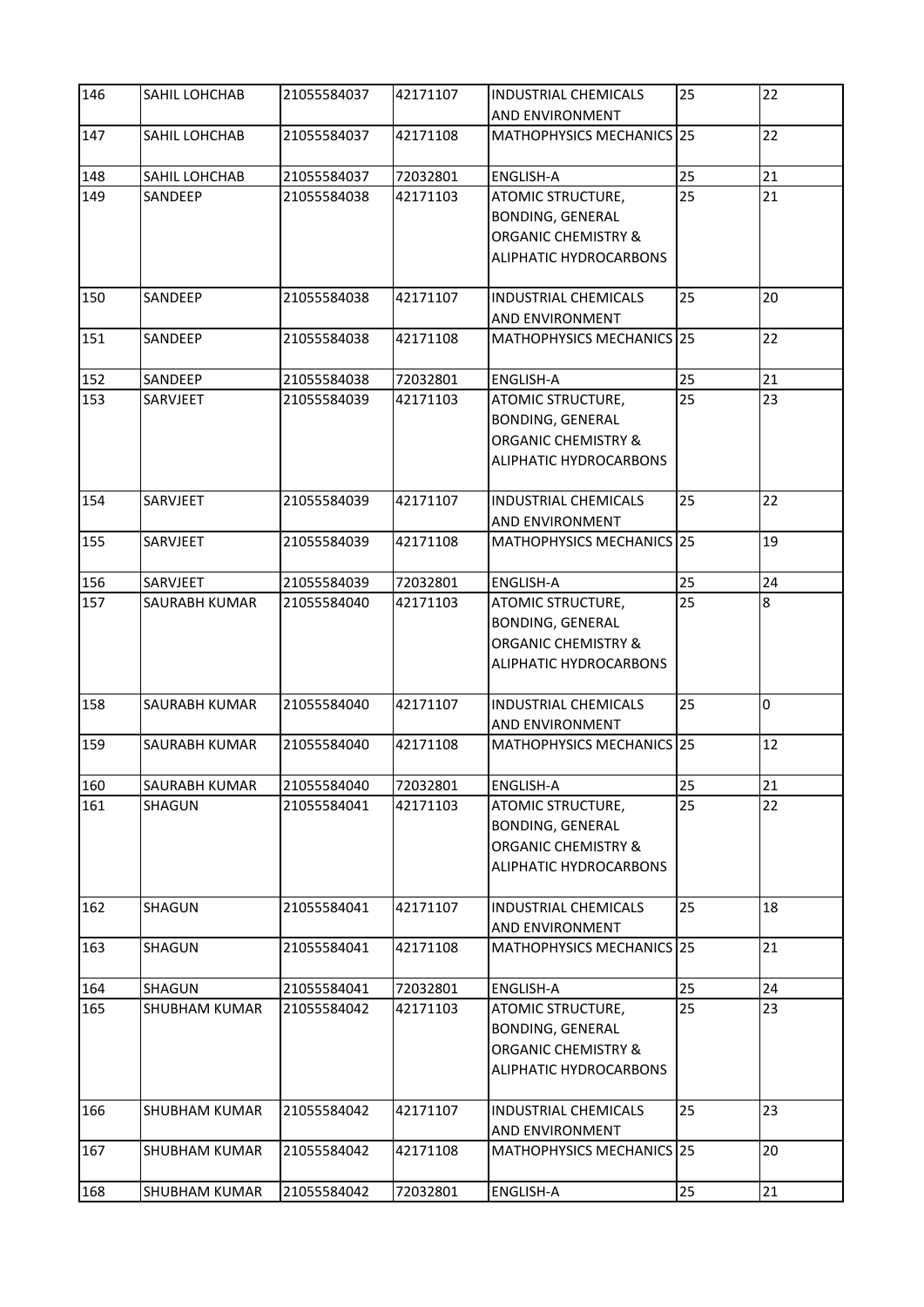| 146 | SAHIL LOHCHAB | 21055584037 | 42171107 | INDUSTRIAL CHEMICALS AND ENVIRONMENT | 25 | 22 |
|---|---|---|---|---|---|---|
| 147 | SAHIL LOHCHAB | 21055584037 | 42171108 | MATHOPHYSICS MECHANICS | 25 | 22 |
| 148 | SAHIL LOHCHAB | 21055584037 | 72032801 | ENGLISH-A | 25 | 21 |
| 149 | SANDEEP | 21055584038 | 42171103 | ATOMIC STRUCTURE, BONDING, GENERAL ORGANIC CHEMISTRY & ALIPHATIC HYDROCARBONS | 25 | 21 |
| 150 | SANDEEP | 21055584038 | 42171107 | INDUSTRIAL CHEMICALS AND ENVIRONMENT | 25 | 20 |
| 151 | SANDEEP | 21055584038 | 42171108 | MATHOPHYSICS MECHANICS | 25 | 22 |
| 152 | SANDEEP | 21055584038 | 72032801 | ENGLISH-A | 25 | 21 |
| 153 | SARVJEET | 21055584039 | 42171103 | ATOMIC STRUCTURE, BONDING, GENERAL ORGANIC CHEMISTRY & ALIPHATIC HYDROCARBONS | 25 | 23 |
| 154 | SARVJEET | 21055584039 | 42171107 | INDUSTRIAL CHEMICALS AND ENVIRONMENT | 25 | 22 |
| 155 | SARVJEET | 21055584039 | 42171108 | MATHOPHYSICS MECHANICS | 25 | 19 |
| 156 | SARVJEET | 21055584039 | 72032801 | ENGLISH-A | 25 | 24 |
| 157 | SAURABH KUMAR | 21055584040 | 42171103 | ATOMIC STRUCTURE, BONDING, GENERAL ORGANIC CHEMISTRY & ALIPHATIC HYDROCARBONS | 25 | 8 |
| 158 | SAURABH KUMAR | 21055584040 | 42171107 | INDUSTRIAL CHEMICALS AND ENVIRONMENT | 25 | 0 |
| 159 | SAURABH KUMAR | 21055584040 | 42171108 | MATHOPHYSICS MECHANICS | 25 | 12 |
| 160 | SAURABH KUMAR | 21055584040 | 72032801 | ENGLISH-A | 25 | 21 |
| 161 | SHAGUN | 21055584041 | 42171103 | ATOMIC STRUCTURE, BONDING, GENERAL ORGANIC CHEMISTRY & ALIPHATIC HYDROCARBONS | 25 | 22 |
| 162 | SHAGUN | 21055584041 | 42171107 | INDUSTRIAL CHEMICALS AND ENVIRONMENT | 25 | 18 |
| 163 | SHAGUN | 21055584041 | 42171108 | MATHOPHYSICS MECHANICS | 25 | 21 |
| 164 | SHAGUN | 21055584041 | 72032801 | ENGLISH-A | 25 | 24 |
| 165 | SHUBHAM KUMAR | 21055584042 | 42171103 | ATOMIC STRUCTURE, BONDING, GENERAL ORGANIC CHEMISTRY & ALIPHATIC HYDROCARBONS | 25 | 23 |
| 166 | SHUBHAM KUMAR | 21055584042 | 42171107 | INDUSTRIAL CHEMICALS AND ENVIRONMENT | 25 | 23 |
| 167 | SHUBHAM KUMAR | 21055584042 | 42171108 | MATHOPHYSICS MECHANICS | 25 | 20 |
| 168 | SHUBHAM KUMAR | 21055584042 | 72032801 | ENGLISH-A | 25 | 21 |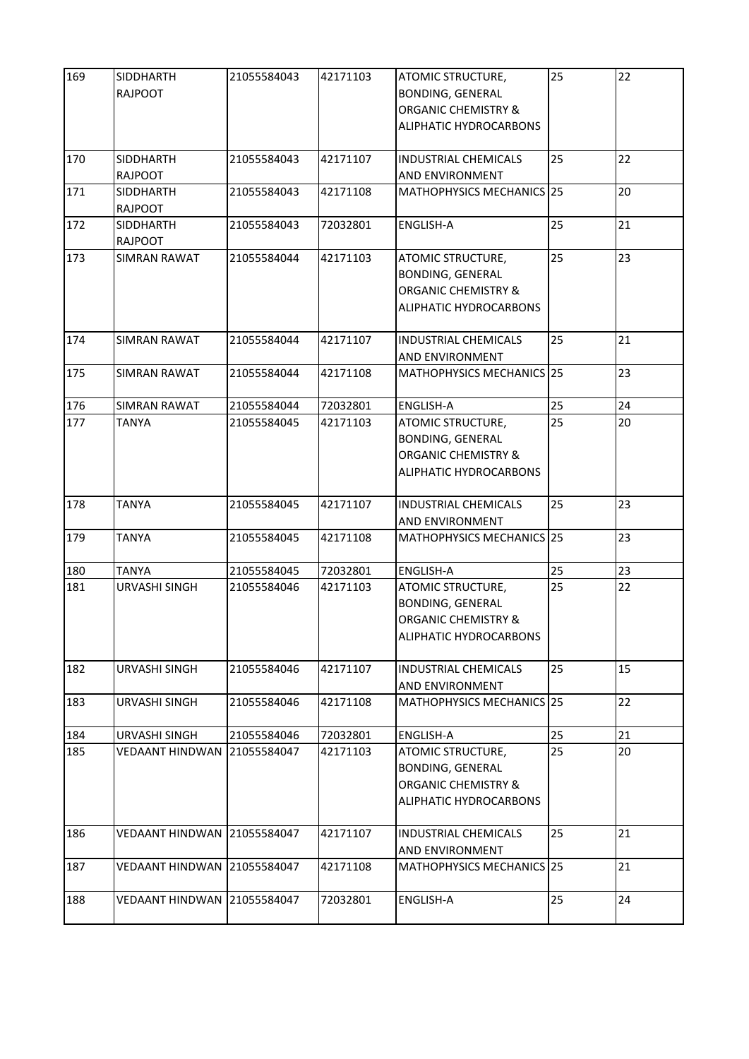| 169 | SIDDHARTH RAJPOOT | 21055584043 | 42171103 | ATOMIC STRUCTURE, BONDING, GENERAL ORGANIC CHEMISTRY & ALIPHATIC HYDROCARBONS | 25 | 22 |
|---|---|---|---|---|---|---|
| 170 | SIDDHARTH RAJPOOT | 21055584043 | 42171107 | INDUSTRIAL CHEMICALS AND ENVIRONMENT | 25 | 22 |
| 171 | SIDDHARTH RAJPOOT | 21055584043 | 42171108 | MATHOPHYSICS MECHANICS | 25 | 20 |
| 172 | SIDDHARTH RAJPOOT | 21055584043 | 72032801 | ENGLISH-A | 25 | 21 |
| 173 | SIMRAN RAWAT | 21055584044 | 42171103 | ATOMIC STRUCTURE, BONDING, GENERAL ORGANIC CHEMISTRY & ALIPHATIC HYDROCARBONS | 25 | 23 |
| 174 | SIMRAN RAWAT | 21055584044 | 42171107 | INDUSTRIAL CHEMICALS AND ENVIRONMENT | 25 | 21 |
| 175 | SIMRAN RAWAT | 21055584044 | 42171108 | MATHOPHYSICS MECHANICS | 25 | 23 |
| 176 | SIMRAN RAWAT | 21055584044 | 72032801 | ENGLISH-A | 25 | 24 |
| 177 | TANYA | 21055584045 | 42171103 | ATOMIC STRUCTURE, BONDING, GENERAL ORGANIC CHEMISTRY & ALIPHATIC HYDROCARBONS | 25 | 20 |
| 178 | TANYA | 21055584045 | 42171107 | INDUSTRIAL CHEMICALS AND ENVIRONMENT | 25 | 23 |
| 179 | TANYA | 21055584045 | 42171108 | MATHOPHYSICS MECHANICS | 25 | 23 |
| 180 | TANYA | 21055584045 | 72032801 | ENGLISH-A | 25 | 23 |
| 181 | URVASHI SINGH | 21055584046 | 42171103 | ATOMIC STRUCTURE, BONDING, GENERAL ORGANIC CHEMISTRY & ALIPHATIC HYDROCARBONS | 25 | 22 |
| 182 | URVASHI SINGH | 21055584046 | 42171107 | INDUSTRIAL CHEMICALS AND ENVIRONMENT | 25 | 15 |
| 183 | URVASHI SINGH | 21055584046 | 42171108 | MATHOPHYSICS MECHANICS | 25 | 22 |
| 184 | URVASHI SINGH | 21055584046 | 72032801 | ENGLISH-A | 25 | 21 |
| 185 | VEDAANT HINDWAN | 21055584047 | 42171103 | ATOMIC STRUCTURE, BONDING, GENERAL ORGANIC CHEMISTRY & ALIPHATIC HYDROCARBONS | 25 | 20 |
| 186 | VEDAANT HINDWAN | 21055584047 | 42171107 | INDUSTRIAL CHEMICALS AND ENVIRONMENT | 25 | 21 |
| 187 | VEDAANT HINDWAN | 21055584047 | 42171108 | MATHOPHYSICS MECHANICS | 25 | 21 |
| 188 | VEDAANT HINDWAN | 21055584047 | 72032801 | ENGLISH-A | 25 | 24 |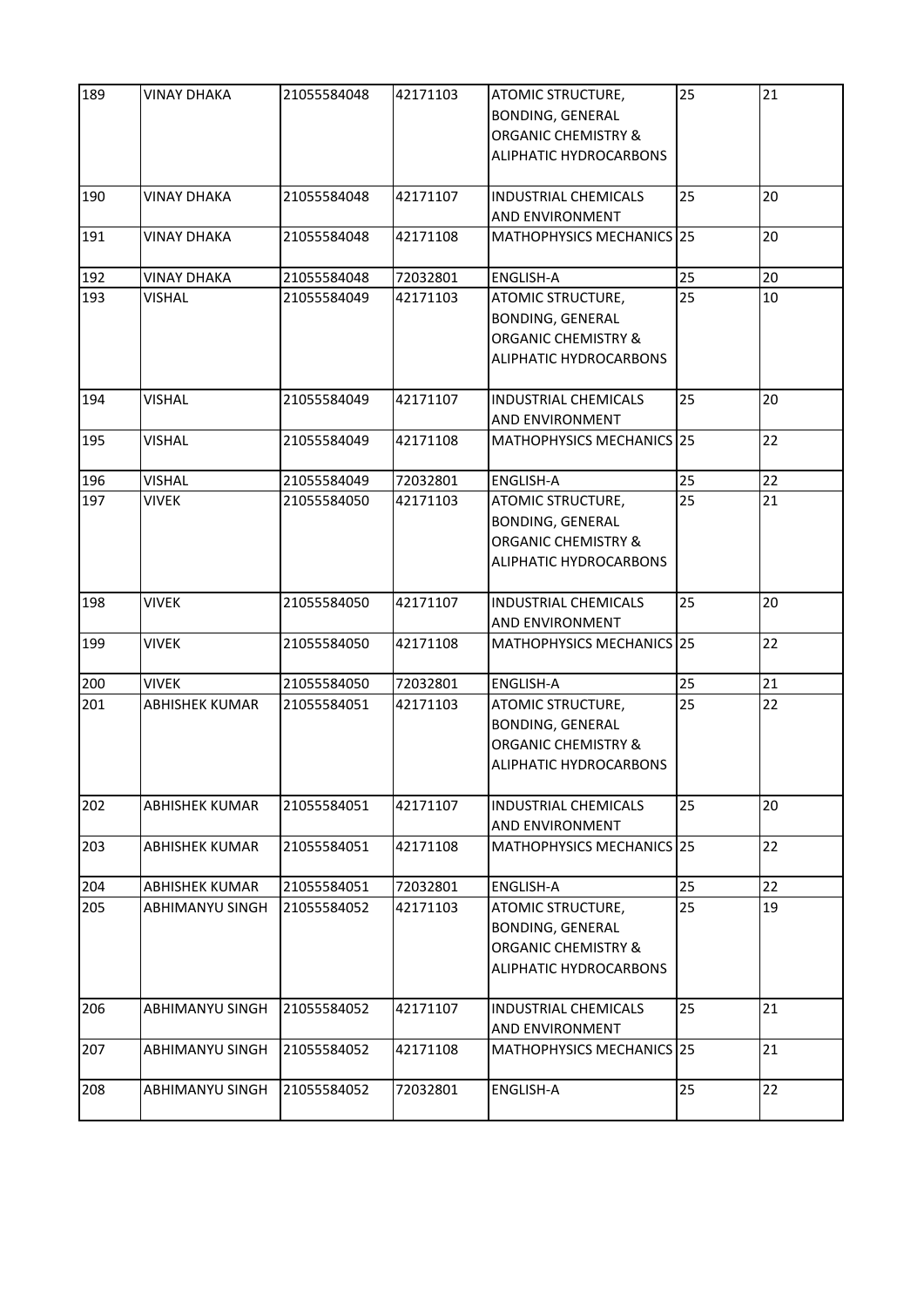| | | | | | | |
|---|---|---|---|---|---|---|
| 189 | VINAY DHAKA | 21055584048 | 42171103 | ATOMIC STRUCTURE, BONDING, GENERAL ORGANIC CHEMISTRY & ALIPHATIC HYDROCARBONS | 25 | 21 |
| 190 | VINAY DHAKA | 21055584048 | 42171107 | INDUSTRIAL CHEMICALS AND ENVIRONMENT | 25 | 20 |
| 191 | VINAY DHAKA | 21055584048 | 42171108 | MATHOPHYSICS MECHANICS | 25 | 20 |
| 192 | VINAY DHAKA | 21055584048 | 72032801 | ENGLISH-A | 25 | 20 |
| 193 | VISHAL | 21055584049 | 42171103 | ATOMIC STRUCTURE, BONDING, GENERAL ORGANIC CHEMISTRY & ALIPHATIC HYDROCARBONS | 25 | 10 |
| 194 | VISHAL | 21055584049 | 42171107 | INDUSTRIAL CHEMICALS AND ENVIRONMENT | 25 | 20 |
| 195 | VISHAL | 21055584049 | 42171108 | MATHOPHYSICS MECHANICS | 25 | 22 |
| 196 | VISHAL | 21055584049 | 72032801 | ENGLISH-A | 25 | 22 |
| 197 | VIVEK | 21055584050 | 42171103 | ATOMIC STRUCTURE, BONDING, GENERAL ORGANIC CHEMISTRY & ALIPHATIC HYDROCARBONS | 25 | 21 |
| 198 | VIVEK | 21055584050 | 42171107 | INDUSTRIAL CHEMICALS AND ENVIRONMENT | 25 | 20 |
| 199 | VIVEK | 21055584050 | 42171108 | MATHOPHYSICS MECHANICS | 25 | 22 |
| 200 | VIVEK | 21055584050 | 72032801 | ENGLISH-A | 25 | 21 |
| 201 | ABHISHEK KUMAR | 21055584051 | 42171103 | ATOMIC STRUCTURE, BONDING, GENERAL ORGANIC CHEMISTRY & ALIPHATIC HYDROCARBONS | 25 | 22 |
| 202 | ABHISHEK KUMAR | 21055584051 | 42171107 | INDUSTRIAL CHEMICALS AND ENVIRONMENT | 25 | 20 |
| 203 | ABHISHEK KUMAR | 21055584051 | 42171108 | MATHOPHYSICS MECHANICS | 25 | 22 |
| 204 | ABHISHEK KUMAR | 21055584051 | 72032801 | ENGLISH-A | 25 | 22 |
| 205 | ABHIMANYU SINGH | 21055584052 | 42171103 | ATOMIC STRUCTURE, BONDING, GENERAL ORGANIC CHEMISTRY & ALIPHATIC HYDROCARBONS | 25 | 19 |
| 206 | ABHIMANYU SINGH | 21055584052 | 42171107 | INDUSTRIAL CHEMICALS AND ENVIRONMENT | 25 | 21 |
| 207 | ABHIMANYU SINGH | 21055584052 | 42171108 | MATHOPHYSICS MECHANICS | 25 | 21 |
| 208 | ABHIMANYU SINGH | 21055584052 | 72032801 | ENGLISH-A | 25 | 22 |